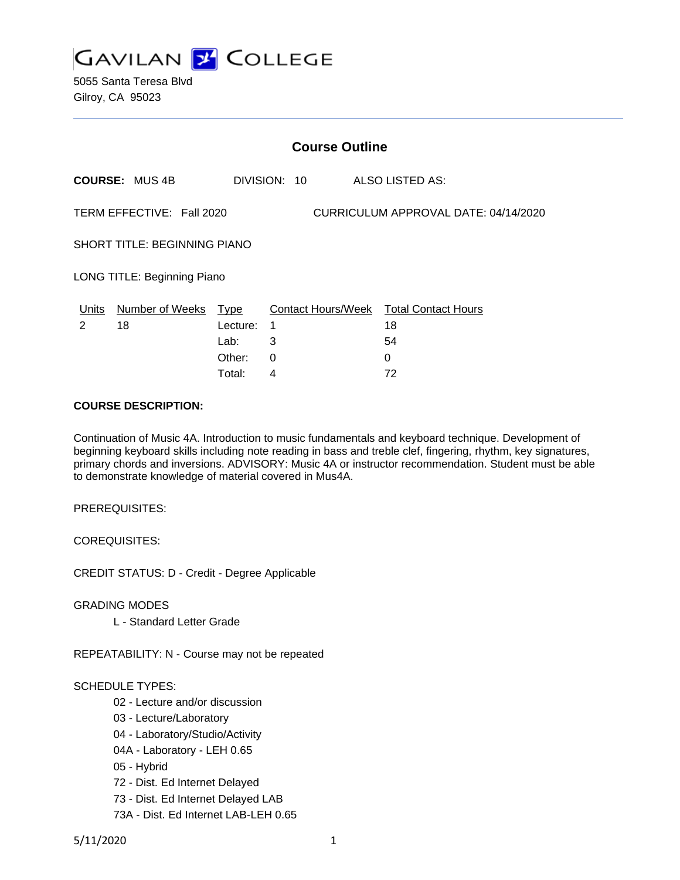# GAVILAN COLLEGE

5055 Santa Teresa Blvd
Gilroy, CA 95023

---

## Course Outline

**COURSE:** MUS 4B DIVISION: 10 ALSO LISTED AS:

TERM EFFECTIVE: Fall 2020 CURRICULUM APPROVAL DATE: 04/14/2020

SHORT TITLE: BEGINNING PIANO

LONG TITLE: Beginning Piano

| Units | Number of Weeks | Type | Contact Hours/Week | Total Contact Hours |
|---|---|---|---|---|
| 2 | 18 | Lecture: | 1 | 18 |
| | | Lab: | 3 | 54 |
| | | Other: | 0 | 0 |
| | | Total: | 4 | 72 |

**COURSE DESCRIPTION:**

Continuation of Music 4A. Introduction to music fundamentals and keyboard technique. Development of beginning keyboard skills including note reading in bass and treble clef, fingering, rhythm, key signatures, primary chords and inversions. ADVISORY: Music 4A or instructor recommendation. Student must be able to demonstrate knowledge of material covered in Mus4A.

PREREQUISITES:

COREQUISITES:

CREDIT STATUS: D - Credit - Degree Applicable

GRADING MODES

- L - Standard Letter Grade

REPEATABILITY: N - Course may not be repeated

SCHEDULE TYPES:

- 02 - Lecture and/or discussion
- 03 - Lecture/Laboratory
- 04 - Laboratory/Studio/Activity
- 04A - Laboratory - LEH 0.65
- 05 - Hybrid
- 72 - Dist. Ed Internet Delayed
- 73 - Dist. Ed Internet Delayed LAB
- 73A - Dist. Ed Internet LAB-LEH 0.65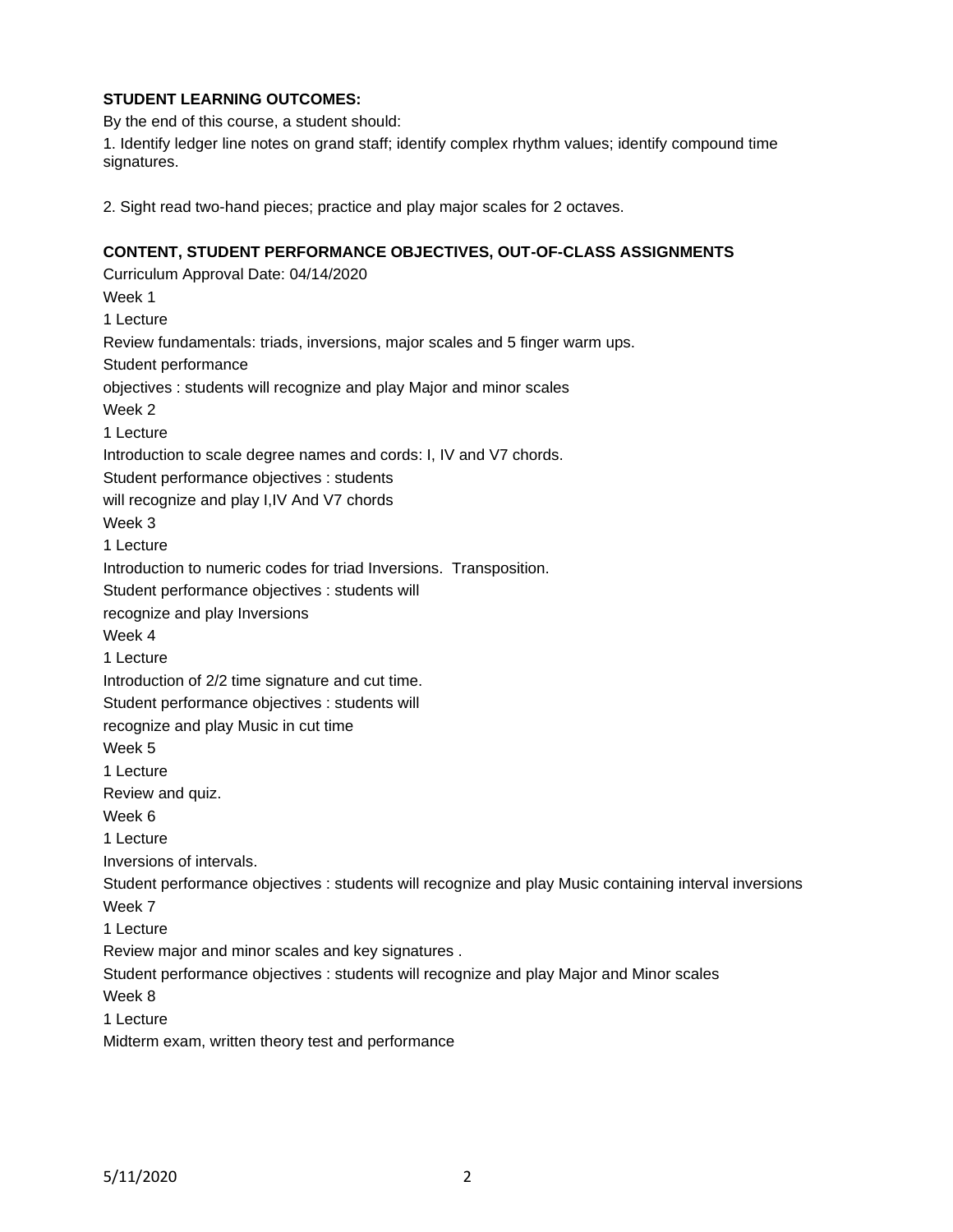**STUDENT LEARNING OUTCOMES:**

By the end of this course, a student should:

1. Identify ledger line notes on grand staff; identify complex rhythm values; identify compound time signatures.

2. Sight read two-hand pieces; practice and play major scales for 2 octaves.

**CONTENT, STUDENT PERFORMANCE OBJECTIVES, OUT-OF-CLASS ASSIGNMENTS**

Curriculum Approval Date: 04/14/2020

Week 1

1 Lecture

Review fundamentals: triads, inversions, major scales and 5 finger warm ups.

Student performance objectives : students will recognize and play Major and minor scales

Week 2

1 Lecture

Introduction to scale degree names and cords: I, IV and V7 chords.

Student performance objectives : students will recognize and play I,IV And V7 chords

Week 3

1 Lecture

Introduction to numeric codes for triad Inversions.  Transposition.

Student performance objectives : students will recognize and play Inversions

Week 4

1 Lecture

Introduction of 2/2 time signature and cut time.

Student performance objectives : students will recognize and play Music in cut time

Week 5

1 Lecture

Review and quiz.

Week 6

1 Lecture

Inversions of intervals.

Student performance objectives : students will recognize and play Music containing interval inversions

Week 7

1 Lecture

Review major and minor scales and key signatures .

Student performance objectives : students will recognize and play Major and Minor scales

Week 8

1 Lecture

Midterm exam, written theory test and performance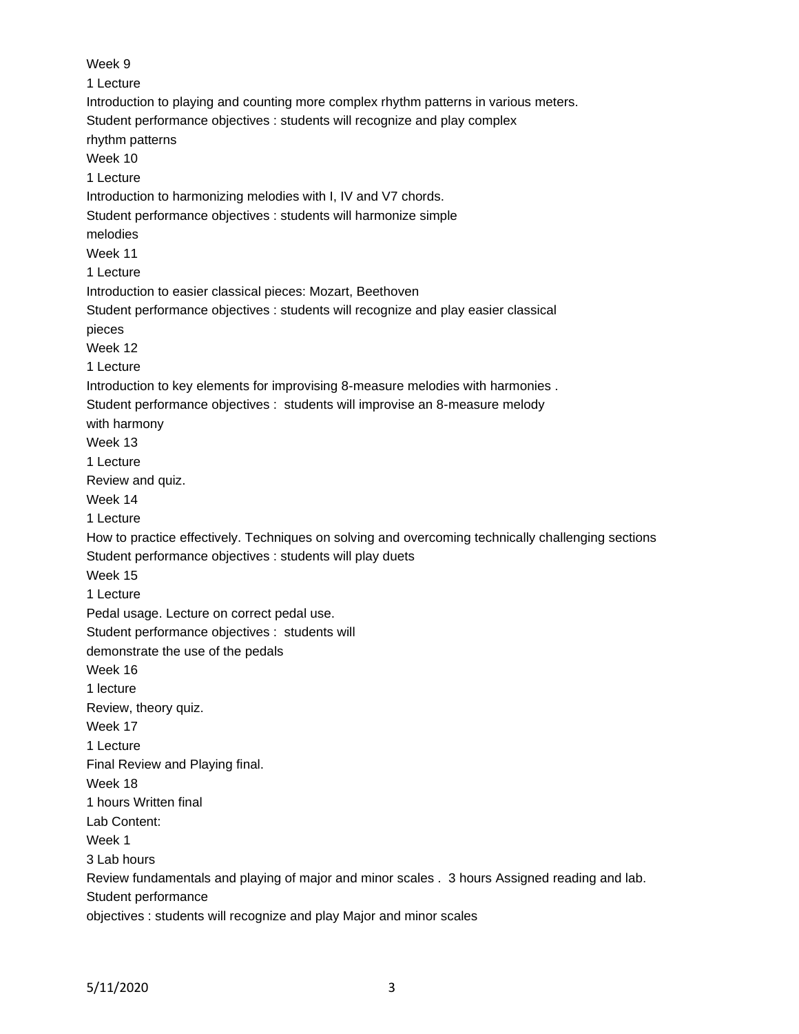Week 9

1 Lecture

Introduction to playing and counting more complex rhythm patterns in various meters.

Student performance objectives : students will recognize and play complex rhythm patterns

Week 10

1 Lecture

Introduction to harmonizing melodies with I, IV and V7 chords.

Student performance objectives : students will harmonize simple melodies

Week 11

1 Lecture

Introduction to easier classical pieces: Mozart, Beethoven

Student performance objectives : students will recognize and play easier classical pieces

Week 12

1 Lecture

Introduction to key elements for improvising 8-measure melodies with harmonies .

Student performance objectives :  students will improvise an 8-measure melody with harmony

Week 13

1 Lecture

Review and quiz.

Week 14

1 Lecture

How to practice effectively. Techniques on solving and overcoming technically challenging sections

Student performance objectives : students will play duets

Week 15

1 Lecture

Pedal usage. Lecture on correct pedal use.

Student performance objectives :  students will demonstrate the use of the pedals

Week 16

1 lecture

Review, theory quiz.

Week 17

1 Lecture

Final Review and Playing final.

Week 18

1 hours Written final

Lab Content:

Week 1

3 Lab hours

Review fundamentals and playing of major and minor scales .  3 hours Assigned reading and lab.

Student performance objectives : students will recognize and play Major and minor scales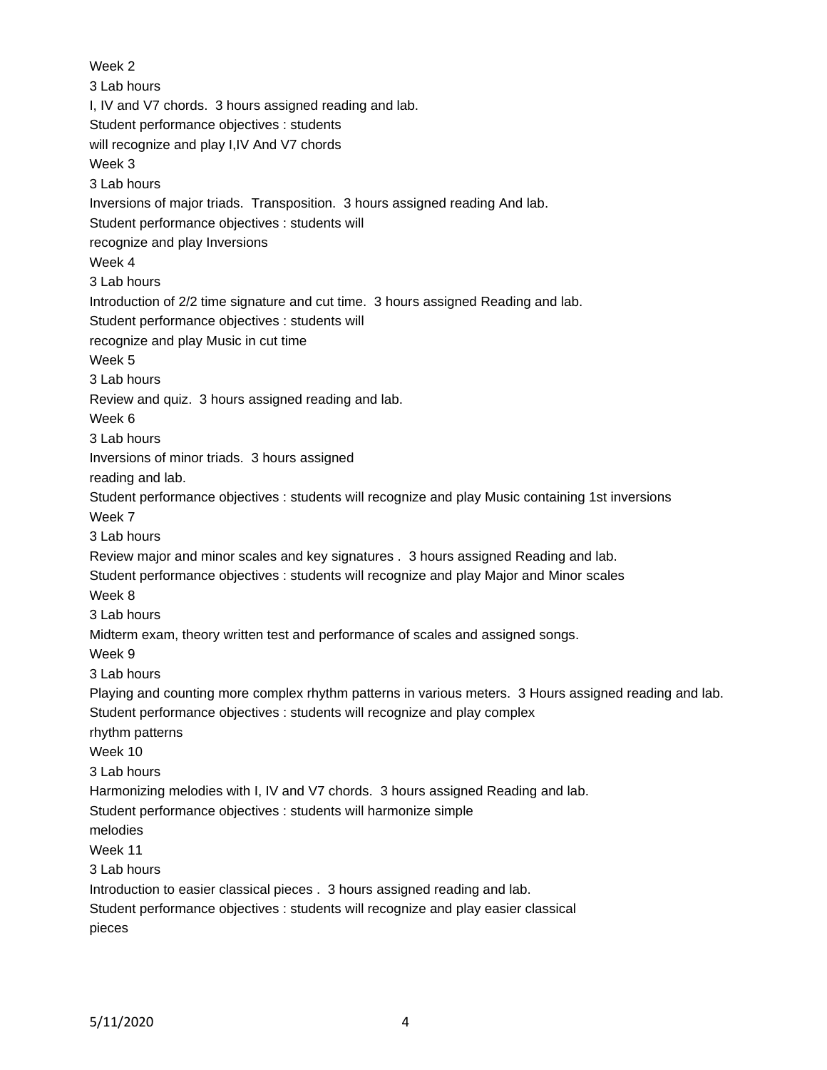Week 2

3 Lab hours

I, IV and V7 chords. 3 hours assigned reading and lab.

Student performance objectives : students will recognize and play I,IV And V7 chords

Week 3

3 Lab hours

Inversions of major triads. Transposition. 3 hours assigned reading And lab.

Student performance objectives : students will recognize and play Inversions

Week 4

3 Lab hours

Introduction of 2/2 time signature and cut time. 3 hours assigned Reading and lab.

Student performance objectives : students will recognize and play Music in cut time

Week 5

3 Lab hours

Review and quiz. 3 hours assigned reading and lab.

Week 6

3 Lab hours

Inversions of minor triads. 3 hours assigned reading and lab.

Student performance objectives : students will recognize and play Music containing 1st inversions

Week 7

3 Lab hours

Review major and minor scales and key signatures . 3 hours assigned Reading and lab.

Student performance objectives : students will recognize and play Major and Minor scales

Week 8

3 Lab hours

Midterm exam, theory written test and performance of scales and assigned songs.

Week 9

3 Lab hours

Playing and counting more complex rhythm patterns in various meters. 3 Hours assigned reading and lab.

Student performance objectives : students will recognize and play complex rhythm patterns

Week 10

3 Lab hours

Harmonizing melodies with I, IV and V7 chords. 3 hours assigned Reading and lab.

Student performance objectives : students will harmonize simple melodies

Week 11

3 Lab hours

Introduction to easier classical pieces . 3 hours assigned reading and lab.

Student performance objectives : students will recognize and play easier classical pieces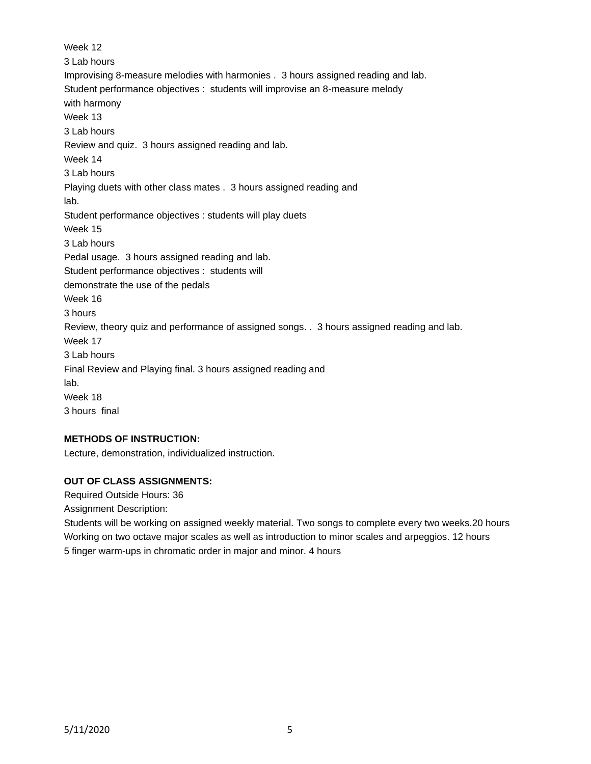Week 12

3 Lab hours

Improvising 8-measure melodies with harmonies . 3 hours assigned reading and lab.

Student performance objectives : students will improvise an 8-measure melody with harmony

Week 13

3 Lab hours

Review and quiz. 3 hours assigned reading and lab.

Week 14

3 Lab hours

Playing duets with other class mates . 3 hours assigned reading and lab.

Student performance objectives : students will play duets

Week 15

3 Lab hours

Pedal usage. 3 hours assigned reading and lab.

Student performance objectives : students will demonstrate the use of the pedals

Week 16

3 hours

Review, theory quiz and performance of assigned songs. . 3 hours assigned reading and lab.

Week 17

3 Lab hours

Final Review and Playing final. 3 hours assigned reading and lab.

Week 18

3 hours final

**METHODS OF INSTRUCTION:**

Lecture, demonstration, individualized instruction.

**OUT OF CLASS ASSIGNMENTS:**

Required Outside Hours: 36

Assignment Description:

Students will be working on assigned weekly material. Two songs to complete every two weeks.20 hours

Working on two octave major scales as well as introduction to minor scales and arpeggios. 12 hours

5 finger warm-ups in chromatic order in major and minor. 4 hours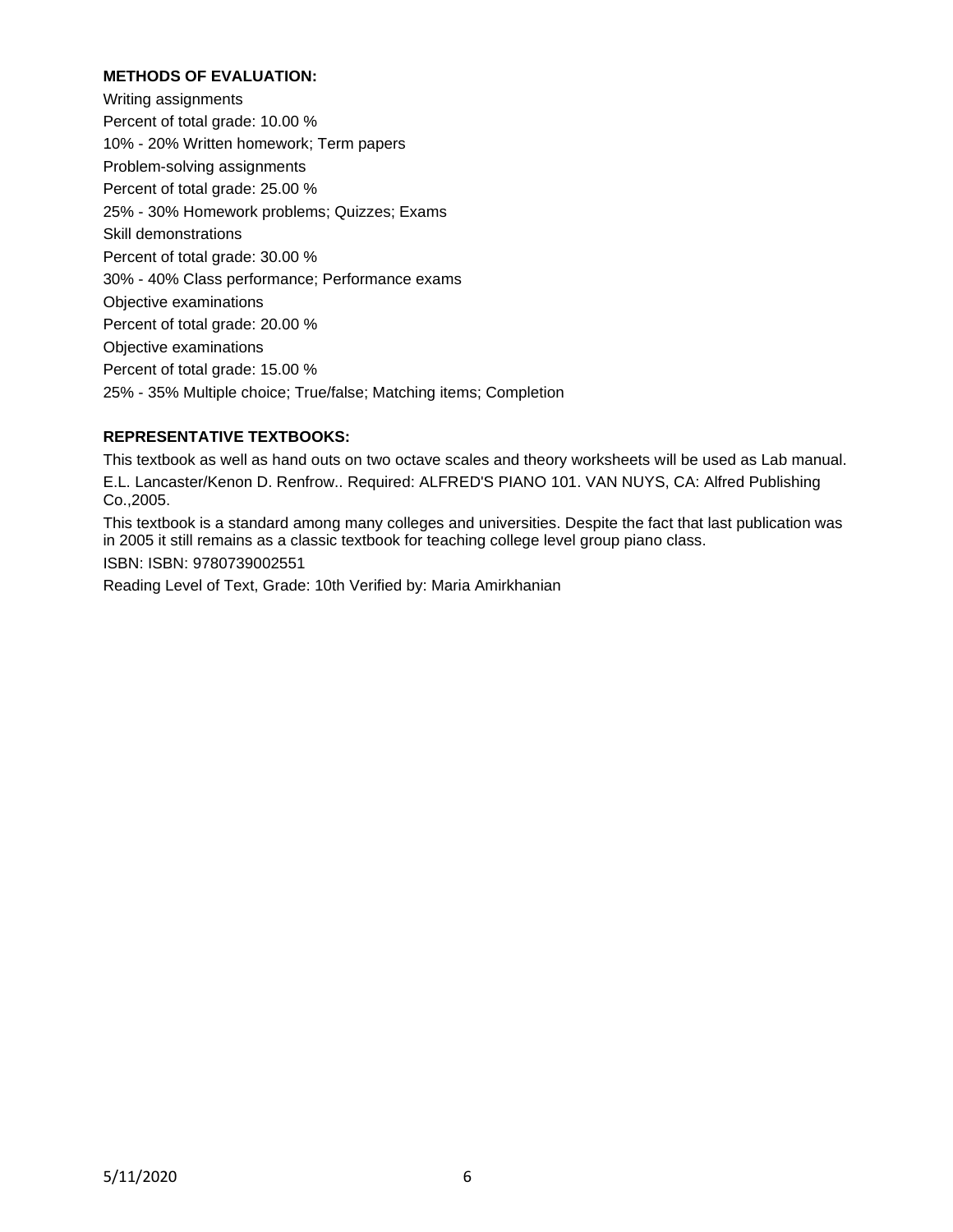**METHODS OF EVALUATION:**

Writing assignments

Percent of total grade: 10.00 %

10% - 20% Written homework; Term papers

Problem-solving assignments

Percent of total grade: 25.00 %

25% - 30% Homework problems; Quizzes; Exams

Skill demonstrations

Percent of total grade: 30.00 %

30% - 40% Class performance; Performance exams

Objective examinations

Percent of total grade: 20.00 %

Objective examinations

Percent of total grade: 15.00 %

25% - 35% Multiple choice; True/false; Matching items; Completion

**REPRESENTATIVE TEXTBOOKS:**

This textbook as well as hand outs on two octave scales and theory worksheets will be used as Lab manual.

E.L. Lancaster/Kenon D. Renfrow.. Required: ALFRED'S PIANO 101. VAN NUYS, CA: Alfred Publishing Co.,2005.

This textbook is a standard among many colleges and universities. Despite the fact that last publication was in 2005 it still remains as a classic textbook for teaching college level group piano class.

ISBN: ISBN: 9780739002551

Reading Level of Text, Grade: 10th Verified by: Maria Amirkhanian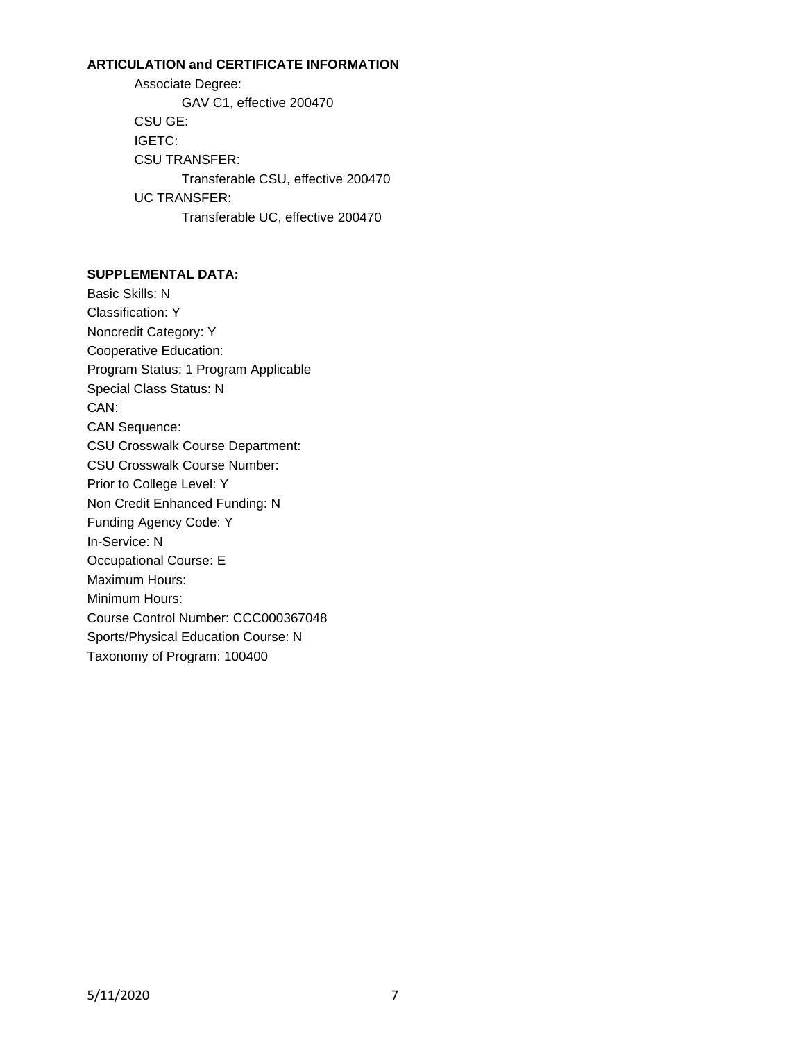**ARTICULATION and CERTIFICATE INFORMATION**

Associate Degree:

GAV C1, effective 200470

CSU GE:

IGETC:

CSU TRANSFER:

Transferable CSU, effective 200470

UC TRANSFER:

Transferable UC, effective 200470

**SUPPLEMENTAL DATA:**

Basic Skills: N
Classification: Y
Noncredit Category: Y
Cooperative Education:
Program Status: 1 Program Applicable
Special Class Status: N
CAN:
CAN Sequence:
CSU Crosswalk Course Department:
CSU Crosswalk Course Number:
Prior to College Level: Y
Non Credit Enhanced Funding: N
Funding Agency Code: Y
In-Service: N
Occupational Course: E
Maximum Hours:
Minimum Hours:
Course Control Number: CCC000367048
Sports/Physical Education Course: N
Taxonomy of Program: 100400